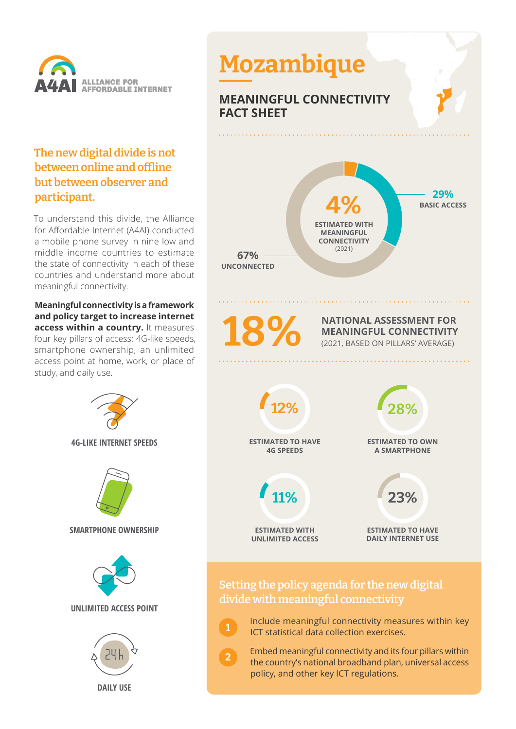A4AI ALLIANCE FOR AFFORDABLE INTERNET

## The new digital divide is not between online and offline but between observer and participant.

To understand this divide, the Alliance for Affordable Internet (A4AI) conducted a mobile phone survey in nine low and middle income countries to estimate the state of connectivity in each of these countries and understand more about meaningful connectivity.

**Meaningful connectivity is a framework and policy target to increase internet access within a country.** It measures four key pillars of access: 4G-like speeds, smartphone ownership, an unlimited access point at home, work, or place of study, and daily use.

**4G-LIKE INTERNET SPEEDS**

**SMARTPHONE OWNERSHIP**

**UNLIMITED ACCESS POINT**

**DAILY USE**

# Mozambique

## MEANINGFUL CONNECTIVITY FACT SHEET

**4%** ESTIMATED WITH MEANINGFUL CONNECTIVITY (2021)

**29%** BASIC ACCESS

**67%** UNCONNECTED

**18%** NATIONAL ASSESSMENT FOR MEANINGFUL CONNECTIVITY (2021, BASED ON PILLARS' AVERAGE)

- **12%** ESTIMATED TO HAVE 4G SPEEDS
- **28%** ESTIMATED TO OWN A SMARTPHONE
- **11%** ESTIMATED WITH UNLIMITED ACCESS
- **23%** ESTIMATED TO HAVE DAILY INTERNET USE

## Setting the policy agenda for the new digital divide with meaningful connectivity

1. Include meaningful connectivity measures within key ICT statistical data collection exercises.
2. Embed meaningful connectivity and its four pillars within the country's national broadband plan, universal access policy, and other key ICT regulations.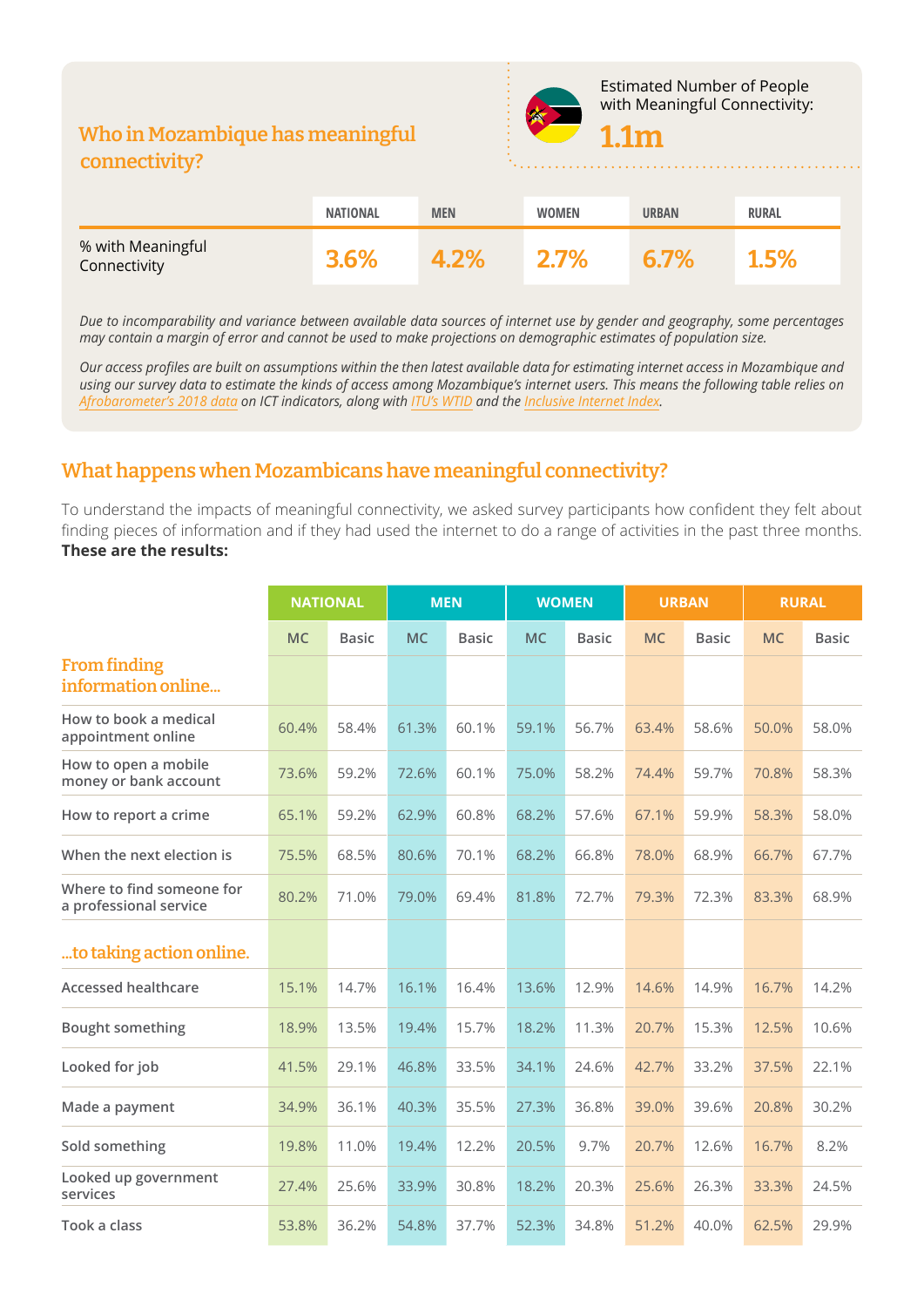## Who in Mozambique has meaningful connectivity?

Estimated Number of People with Meaningful Connectivity:

**1.1m**

| | NATIONAL | MEN | WOMEN | URBAN | RURAL |
|---|---|---|---|---|---|
| % with Meaningful Connectivity | 3.6% | 4.2% | 2.7% | 6.7% | 1.5% |

*Due to incomparability and variance between available data sources of internet use by gender and geography, some percentages may contain a margin of error and cannot be used to make projections on demographic estimates of population size.*

*Our access profiles are built on assumptions within the then latest available data for estimating internet access in Mozambique and using our survey data to estimate the kinds of access among Mozambique's internet users. This means the following table relies on Afrobarometer's 2018 data on ICT indicators, along with ITU's WTID and the Inclusive Internet Index.*

## What happens when Mozambicans have meaningful connectivity?

To understand the impacts of meaningful connectivity, we asked survey participants how confident they felt about finding pieces of information and if they had used the internet to do a range of activities in the past three months. **These are the results:**

| | NATIONAL | | MEN | | WOMEN | | URBAN | | RURAL | |
|---|---|---|---|---|---|---|---|---|---|---|
| | MC | Basic | MC | Basic | MC | Basic | MC | Basic | MC | Basic |
| **From finding information online...** | | | | | | | | | | |
| How to book a medical appointment online | 60.4% | 58.4% | 61.3% | 60.1% | 59.1% | 56.7% | 63.4% | 58.6% | 50.0% | 58.0% |
| How to open a mobile money or bank account | 73.6% | 59.2% | 72.6% | 60.1% | 75.0% | 58.2% | 74.4% | 59.7% | 70.8% | 58.3% |
| How to report a crime | 65.1% | 59.2% | 62.9% | 60.8% | 68.2% | 57.6% | 67.1% | 59.9% | 58.3% | 58.0% |
| When the next election is | 75.5% | 68.5% | 80.6% | 70.1% | 68.2% | 66.8% | 78.0% | 68.9% | 66.7% | 67.7% |
| Where to find someone for a professional service | 80.2% | 71.0% | 79.0% | 69.4% | 81.8% | 72.7% | 79.3% | 72.3% | 83.3% | 68.9% |
| **...to taking action online.** | | | | | | | | | | |
| Accessed healthcare | 15.1% | 14.7% | 16.1% | 16.4% | 13.6% | 12.9% | 14.6% | 14.9% | 16.7% | 14.2% |
| Bought something | 18.9% | 13.5% | 19.4% | 15.7% | 18.2% | 11.3% | 20.7% | 15.3% | 12.5% | 10.6% |
| Looked for job | 41.5% | 29.1% | 46.8% | 33.5% | 34.1% | 24.6% | 42.7% | 33.2% | 37.5% | 22.1% |
| Made a payment | 34.9% | 36.1% | 40.3% | 35.5% | 27.3% | 36.8% | 39.0% | 39.6% | 20.8% | 30.2% |
| Sold something | 19.8% | 11.0% | 19.4% | 12.2% | 20.5% | 9.7% | 20.7% | 12.6% | 16.7% | 8.2% |
| Looked up government services | 27.4% | 25.6% | 33.9% | 30.8% | 18.2% | 20.3% | 25.6% | 26.3% | 33.3% | 24.5% |
| Took a class | 53.8% | 36.2% | 54.8% | 37.7% | 52.3% | 34.8% | 51.2% | 40.0% | 62.5% | 29.9% |